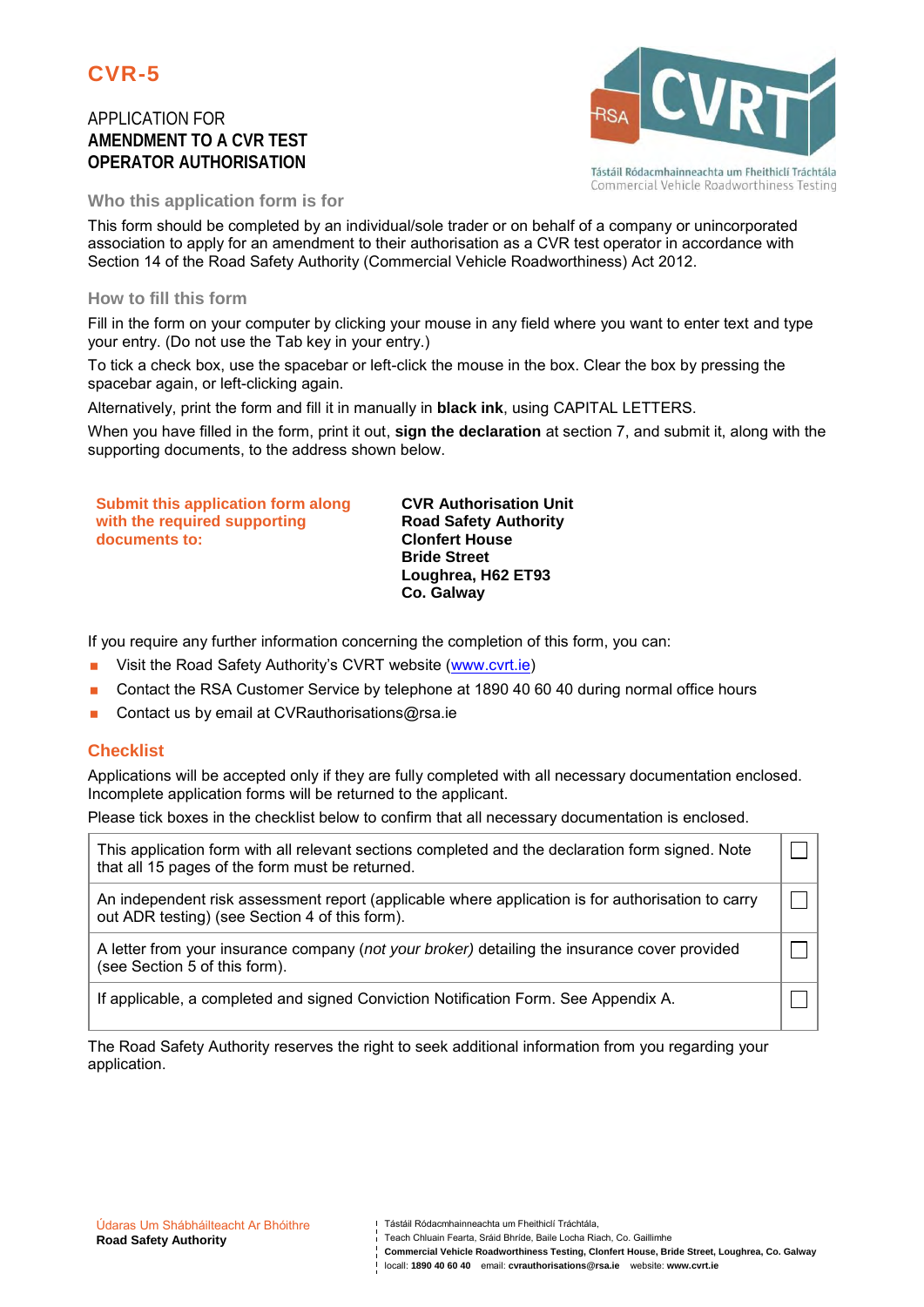# CVR-5

APPLICATION FOR
**AMENDMENT TO A CVR TEST OPERATOR AUTHORISATION**

Tástáil Ródacmhainneachta um Fheithiclí Tráchtála
Commercial Vehicle Roadworthiness Testing

## Who this application form is for

This form should be completed by an individual/sole trader or on behalf of a company or unincorporated association to apply for an amendment to their authorisation as a CVR test operator in accordance with Section 14 of the Road Safety Authority (Commercial Vehicle Roadworthiness) Act 2012.

## How to fill this form

Fill in the form on your computer by clicking your mouse in any field where you want to enter text and type your entry. (Do not use the Tab key in your entry.)

To tick a check box, use the spacebar or left-click the mouse in the box. Clear the box by pressing the spacebar again, or left-clicking again.

Alternatively, print the form and fill it in manually in **black ink**, using CAPITAL LETTERS.

When you have filled in the form, print it out, **sign the declaration** at section 7, and submit it, along with the supporting documents, to the address shown below.

**Submit this application form along with the required supporting documents to:**

**CVR Authorisation Unit**
**Road Safety Authority**
**Clonfert House**
**Bride Street**
**Loughrea, H62 ET93**
**Co. Galway**

If you require any further information concerning the completion of this form, you can:

- Visit the Road Safety Authority's CVRT website (www.cvrt.ie)
- Contact the RSA Customer Service by telephone at 1890 40 60 40 during normal office hours
- Contact us by email at CVRauthorisations@rsa.ie

## Checklist

Applications will be accepted only if they are fully completed with all necessary documentation enclosed. Incomplete application forms will be returned to the applicant.

Please tick boxes in the checklist below to confirm that all necessary documentation is enclosed.

| | |
|---|---|
| This application form with all relevant sections completed and the declaration form signed. Note that all 15 pages of the form must be returned. | ☐ |
| An independent risk assessment report (applicable where application is for authorisation to carry out ADR testing) (see Section 4 of this form). | ☐ |
| A letter from your insurance company (*not your broker)* detailing the insurance cover provided (see Section 5 of this form). | ☐ |
| If applicable, a completed and signed Conviction Notification Form. See Appendix A. | ☐ |

The Road Safety Authority reserves the right to seek additional information from you regarding your application.

Údaras Um Shábháilteacht Ar Bhóithre
**Road Safety Authority**

Tástáil Ródacmhainneachta um Fheithiclí Tráchtála,
Teach Chluain Fearta, Sráid Bhríde, Baile Locha Riach, Co. Gaillimhe
**Commercial Vehicle Roadworthiness Testing, Clonfert House, Bride Street, Loughrea, Co. Galway**
locall: **1890 40 60 40** email: **cvrauthorisations@rsa.ie** website: **www.cvrt.ie**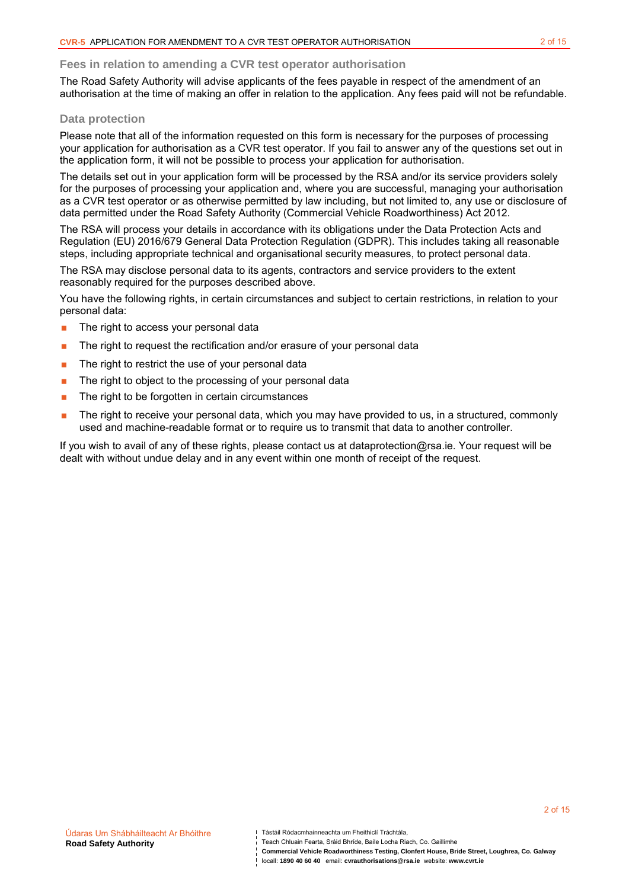## Fees in relation to amending a CVR test operator authorisation

The Road Safety Authority will advise applicants of the fees payable in respect of the amendment of an authorisation at the time of making an offer in relation to the application. Any fees paid will not be refundable.

## Data protection

Please note that all of the information requested on this form is necessary for the purposes of processing your application for authorisation as a CVR test operator. If you fail to answer any of the questions set out in the application form, it will not be possible to process your application for authorisation.

The details set out in your application form will be processed by the RSA and/or its service providers solely for the purposes of processing your application and, where you are successful, managing your authorisation as a CVR test operator or as otherwise permitted by law including, but not limited to, any use or disclosure of data permitted under the Road Safety Authority (Commercial Vehicle Roadworthiness) Act 2012.

The RSA will process your details in accordance with its obligations under the Data Protection Acts and Regulation (EU) 2016/679 General Data Protection Regulation (GDPR). This includes taking all reasonable steps, including appropriate technical and organisational security measures, to protect personal data.

The RSA may disclose personal data to its agents, contractors and service providers to the extent reasonably required for the purposes described above.

You have the following rights, in certain circumstances and subject to certain restrictions, in relation to your personal data:

- The right to access your personal data
- The right to request the rectification and/or erasure of your personal data
- The right to restrict the use of your personal data
- The right to object to the processing of your personal data
- The right to be forgotten in certain circumstances
- The right to receive your personal data, which you may have provided to us, in a structured, commonly used and machine-readable format or to require us to transmit that data to another controller.

If you wish to avail of any of these rights, please contact us at dataprotection@rsa.ie. Your request will be dealt with without undue delay and in any event within one month of receipt of the request.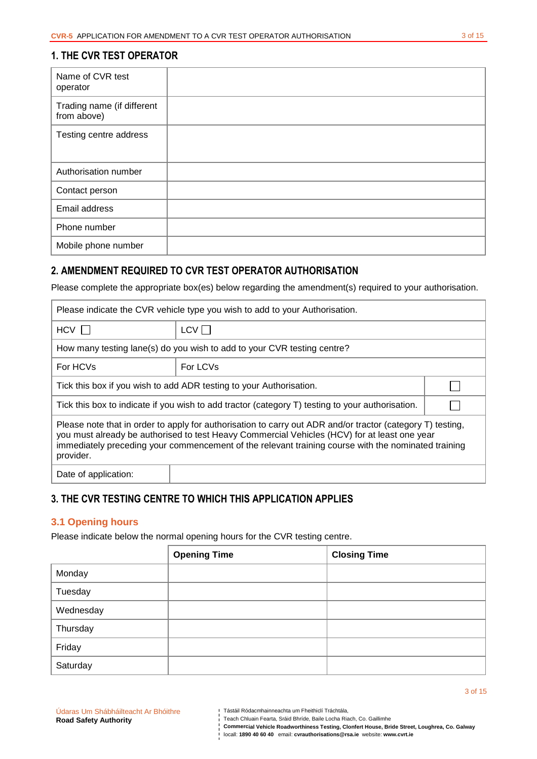## 1. THE CVR TEST OPERATOR

| Name of CVR test operator | |
|---|---|
| Trading name (if different from above) | |
| Testing centre address | |
| Authorisation number | |
| Contact person | |
| Email address | |
| Phone number | |
| Mobile phone number | |

## 2. AMENDMENT REQUIRED TO CVR TEST OPERATOR AUTHORISATION

Please complete the appropriate box(es) below regarding the amendment(s) required to your authorisation.

| Please indicate the CVR vehicle type you wish to add to your Authorisation. | | |
|---|---|---|
| HCV ☐ | LCV ☐ | |
| How many testing lane(s) do you wish to add to your CVR testing centre? | | |
| For HCVs | For LCVs | |
| Tick this box if you wish to add ADR testing to your Authorisation. | | ☐ |
| Tick this box to indicate if you wish to add tractor (category T) testing to your authorisation. | | ☐ |
| Please note that in order to apply for authorisation to carry out ADR and/or tractor (category T) testing, you must already be authorised to test Heavy Commercial Vehicles (HCV) for at least one year immediately preceding your commencement of the relevant training course with the nominated training provider. | | |
| Date of application: | | |

## 3. THE CVR TESTING CENTRE TO WHICH THIS APPLICATION APPLIES

### 3.1 Opening hours

Please indicate below the normal opening hours for the CVR testing centre.

| | Opening Time | Closing Time |
|---|---|---|
| Monday | | |
| Tuesday | | |
| Wednesday | | |
| Thursday | | |
| Friday | | |
| Saturday | | |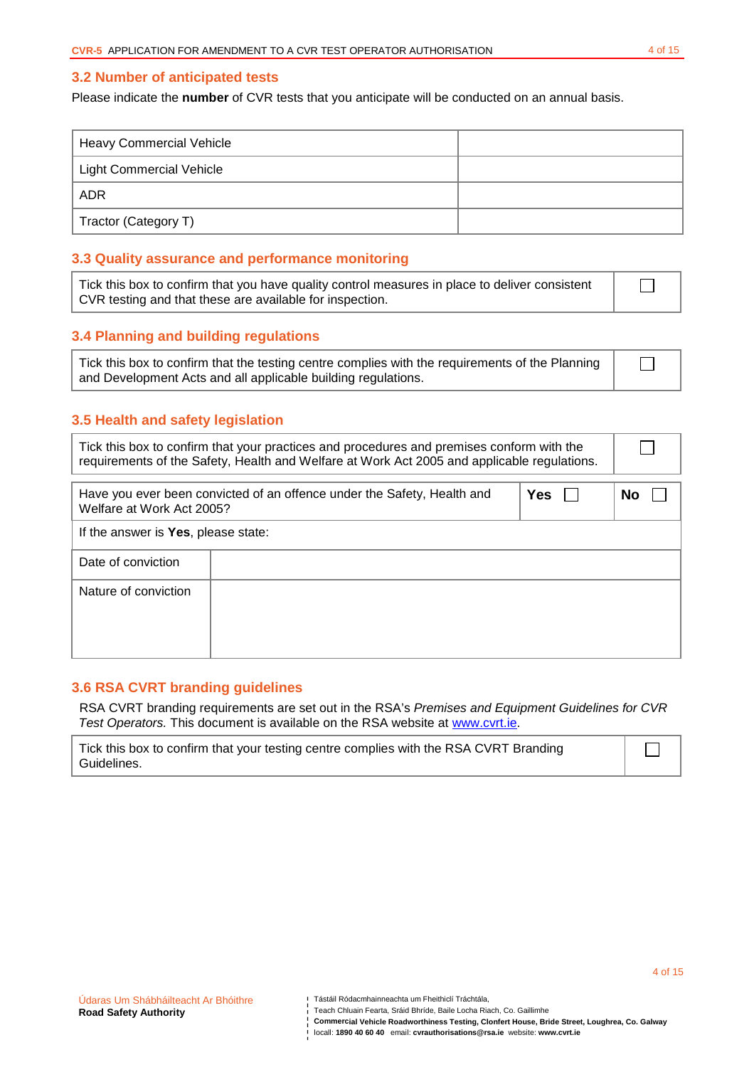### 3.2 Number of anticipated tests

Please indicate the **number** of CVR tests that you anticipate will be conducted on an annual basis.

| | |
|---|---|
| Heavy Commercial Vehicle | |
| Light Commercial Vehicle | |
| ADR | |
| Tractor (Category T) | |

### 3.3 Quality assurance and performance monitoring

| | |
|---|---|
| Tick this box to confirm that you have quality control measures in place to deliver consistent CVR testing and that these are available for inspection. | ☐ |

### 3.4 Planning and building regulations

| | |
|---|---|
| Tick this box to confirm that the testing centre complies with the requirements of the Planning and Development Acts and all applicable building regulations. | ☐ |

### 3.5 Health and safety legislation

| | |
|---|---|
| Tick this box to confirm that your practices and procedures and premises conform with the requirements of the Safety, Health and Welfare at Work Act 2005 and applicable regulations. | ☐ |

| | | |
|---|---|---|
| Have you ever been convicted of an offence under the Safety, Health and Welfare at Work Act 2005? | **Yes** ☐ | **No** ☐ |
| If the answer is **Yes**, please state: | | |
| Date of conviction | | |
| Nature of conviction | | |

### 3.6 RSA CVRT branding guidelines

RSA CVRT branding requirements are set out in the RSA's *Premises and Equipment Guidelines for CVR Test Operators.* This document is available on the RSA website at www.cvrt.ie.

| | |
|---|---|
| Tick this box to confirm that your testing centre complies with the RSA CVRT Branding Guidelines. | ☐ |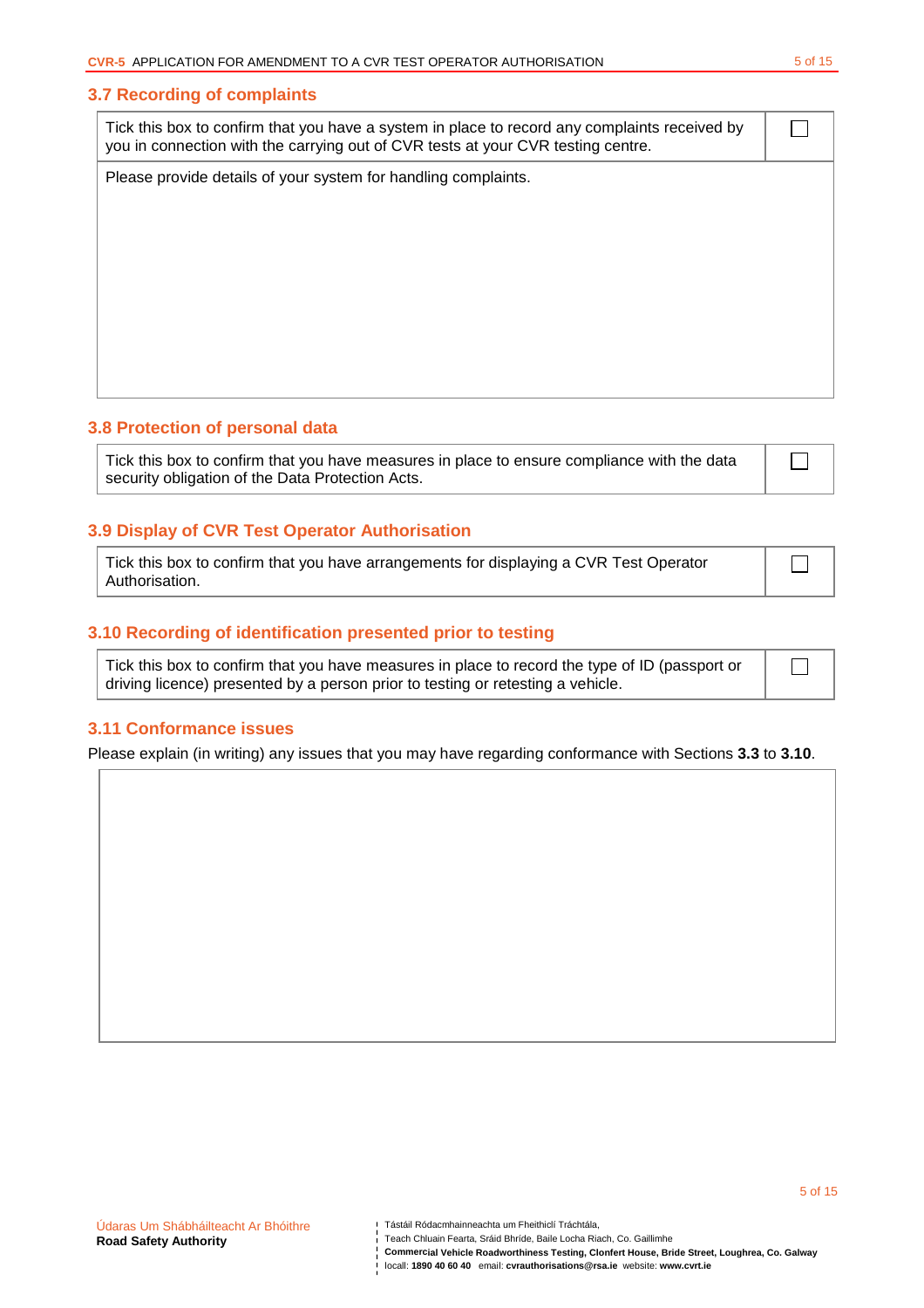### 3.7 Recording of complaints

| Tick this box to confirm that you have a system in place to record any complaints received by you in connection with the carrying out of CVR tests at your CVR testing centre. | ☐ |
|---|---|
| Please provide details of your system for handling complaints. | |

### 3.8 Protection of personal data

| Tick this box to confirm that you have measures in place to ensure compliance with the data security obligation of the Data Protection Acts. | ☐ |
|---|---|

### 3.9 Display of CVR Test Operator Authorisation

| Tick this box to confirm that you have arrangements for displaying a CVR Test Operator Authorisation. | ☐ |
|---|---|

### 3.10 Recording of identification presented prior to testing

| Tick this box to confirm that you have measures in place to record the type of ID (passport or driving licence) presented by a person prior to testing or retesting a vehicle. | ☐ |
|---|---|

### 3.11 Conformance issues

Please explain (in writing) any issues that you may have regarding conformance with Sections **3.3** to **3.10**.

Údaras Um Shábháilteacht Ar Bhóithre
**Road Safety Authority**

Tástáil Ródacmhainneachta um Fheithiclí Tráchtála,
Teach Chluain Fearta, Sráid Bhríde, Baile Locha Riach, Co. Gaillimhe
**Commercial Vehicle Roadworthiness Testing, Clonfert House, Bride Street, Loughrea, Co. Galway**
locall: **1890 40 60 40** email: **cvrauthorisations@rsa.ie** website: **www.cvrt.ie**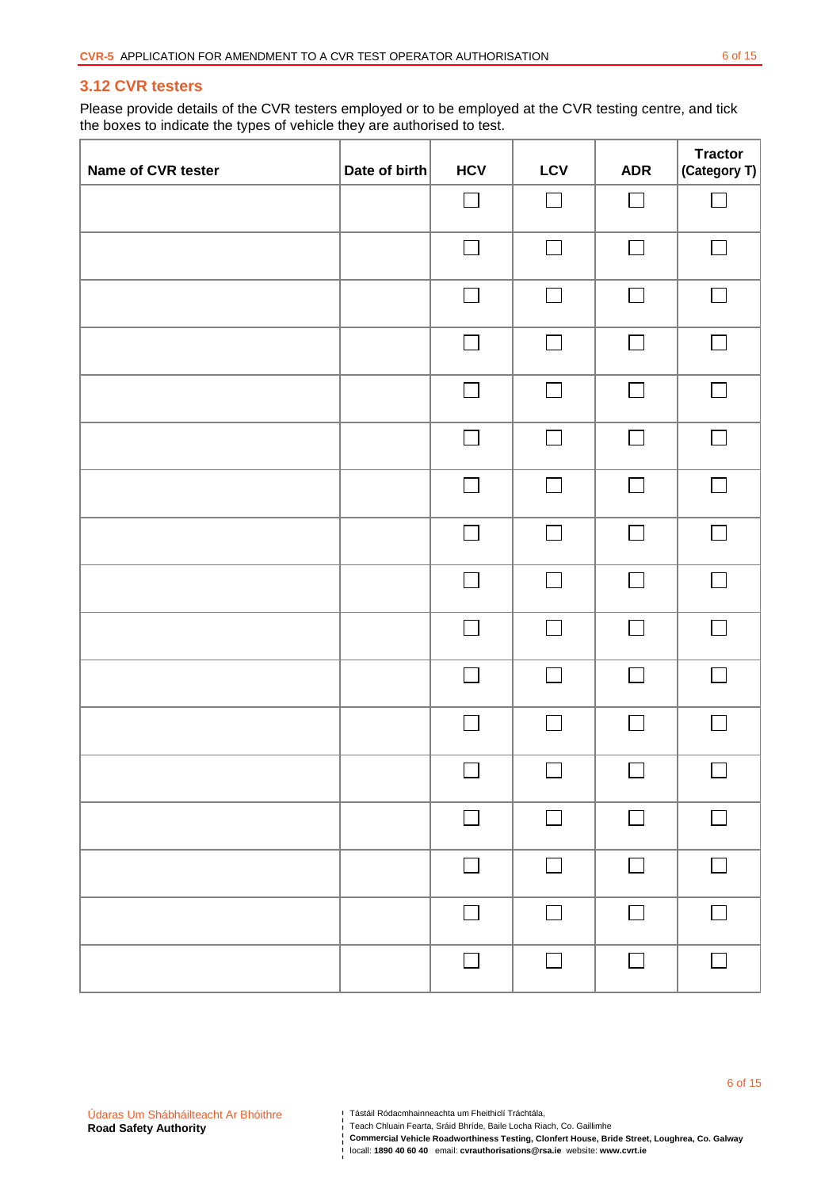## 3.12 CVR testers

Please provide details of the CVR testers employed or to be employed at the CVR testing centre, and tick the boxes to indicate the types of vehicle they are authorised to test.

| Name of CVR tester | Date of birth | HCV | LCV | ADR | Tractor (Category T) |
|---|---|---|---|---|---|
| | | ☐ | ☐ | ☐ | ☐ |
| | | ☐ | ☐ | ☐ | ☐ |
| | | ☐ | ☐ | ☐ | ☐ |
| | | ☐ | ☐ | ☐ | ☐ |
| | | ☐ | ☐ | ☐ | ☐ |
| | | ☐ | ☐ | ☐ | ☐ |
| | | ☐ | ☐ | ☐ | ☐ |
| | | ☐ | ☐ | ☐ | ☐ |
| | | ☐ | ☐ | ☐ | ☐ |
| | | ☐ | ☐ | ☐ | ☐ |
| | | ☐ | ☐ | ☐ | ☐ |
| | | ☐ | ☐ | ☐ | ☐ |
| | | ☐ | ☐ | ☐ | ☐ |
| | | ☐ | ☐ | ☐ | ☐ |
| | | ☐ | ☐ | ☐ | ☐ |
| | | ☐ | ☐ | ☐ | ☐ |
| | | ☐ | ☐ | ☐ | ☐ |

Údaras Um Shábháilteacht Ar Bhóithre
**Road Safety Authority**

Tástáil Ródacmhainneachta um Fheithiclí Tráchtála,
Teach Chluain Fearta, Sráid Bhríde, Baile Locha Riach, Co. Gaillimhe
**Commercial Vehicle Roadworthiness Testing, Clonfert House, Bride Street, Loughrea, Co. Galway**
locall: **1890 40 60 40** email: **cvrauthorisations@rsa.ie** website: **www.cvrt.ie**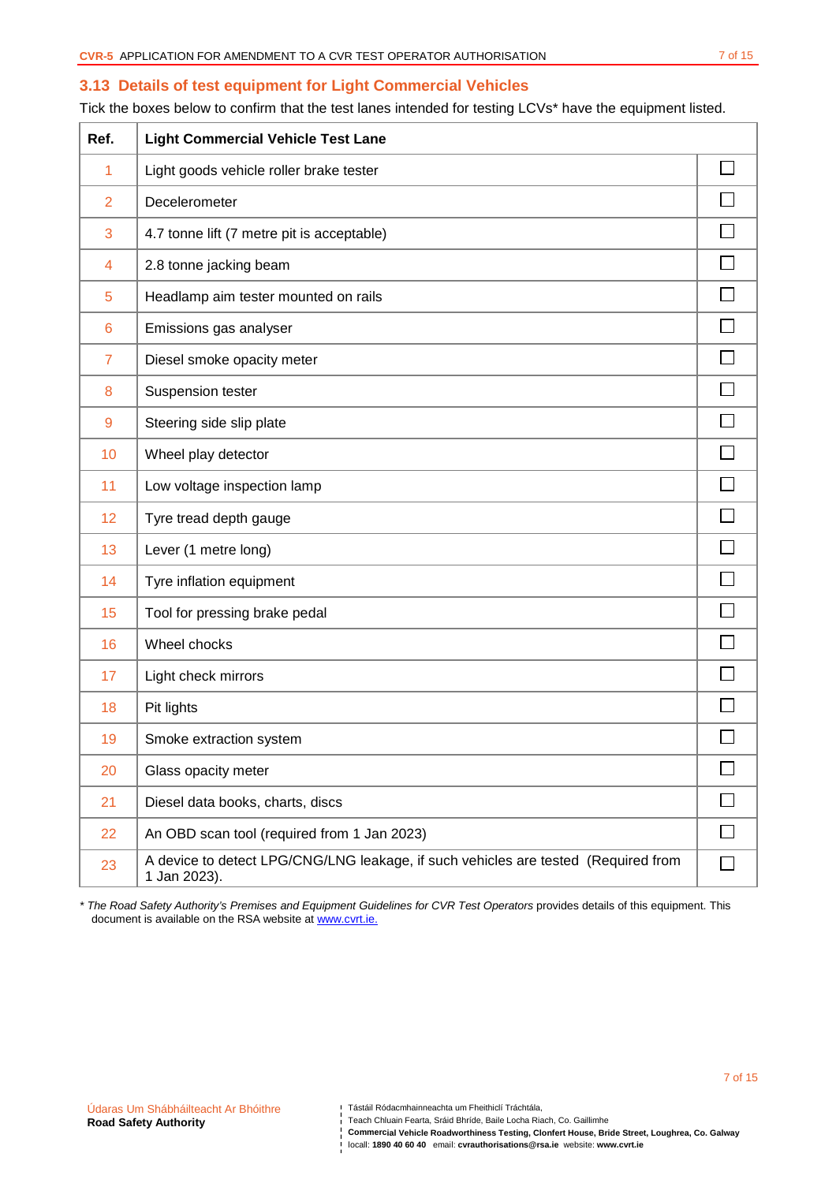## 3.13 Details of test equipment for Light Commercial Vehicles

Tick the boxes below to confirm that the test lanes intended for testing LCVs* have the equipment listed.

| Ref. | Light Commercial Vehicle Test Lane | |
|---|---|---|
| 1 | Light goods vehicle roller brake tester | ☐ |
| 2 | Decelerometer | ☐ |
| 3 | 4.7 tonne lift (7 metre pit is acceptable) | ☐ |
| 4 | 2.8 tonne jacking beam | ☐ |
| 5 | Headlamp aim tester mounted on rails | ☐ |
| 6 | Emissions gas analyser | ☐ |
| 7 | Diesel smoke opacity meter | ☐ |
| 8 | Suspension tester | ☐ |
| 9 | Steering side slip plate | ☐ |
| 10 | Wheel play detector | ☐ |
| 11 | Low voltage inspection lamp | ☐ |
| 12 | Tyre tread depth gauge | ☐ |
| 13 | Lever (1 metre long) | ☐ |
| 14 | Tyre inflation equipment | ☐ |
| 15 | Tool for pressing brake pedal | ☐ |
| 16 | Wheel chocks | ☐ |
| 17 | Light check mirrors | ☐ |
| 18 | Pit lights | ☐ |
| 19 | Smoke extraction system | ☐ |
| 20 | Glass opacity meter | ☐ |
| 21 | Diesel data books, charts, discs | ☐ |
| 22 | An OBD scan tool (required from 1 Jan 2023) | ☐ |
| 23 | A device to detect LPG/CNG/LNG leakage, if such vehicles are tested (Required from 1 Jan 2023). | ☐ |

* *The Road Safety Authority's Premises and Equipment Guidelines for CVR Test Operators* provides details of this equipment. This document is available on the RSA website at www.cvrt.ie.

Údaras Um Shábháilteacht Ar Bhóithre
**Road Safety Authority**

Tástáil Ródacmhainneachta um Fheithiclí Tráchtála,
Teach Chluain Fearta, Sráid Bhríde, Baile Locha Riach, Co. Gaillimhe
**Commercial Vehicle Roadworthiness Testing, Clonfert House, Bride Street, Loughrea, Co. Galway**
locall: **1890 40 60 40** email: **cvrauthorisations@rsa.ie** website: **www.cvrt.ie**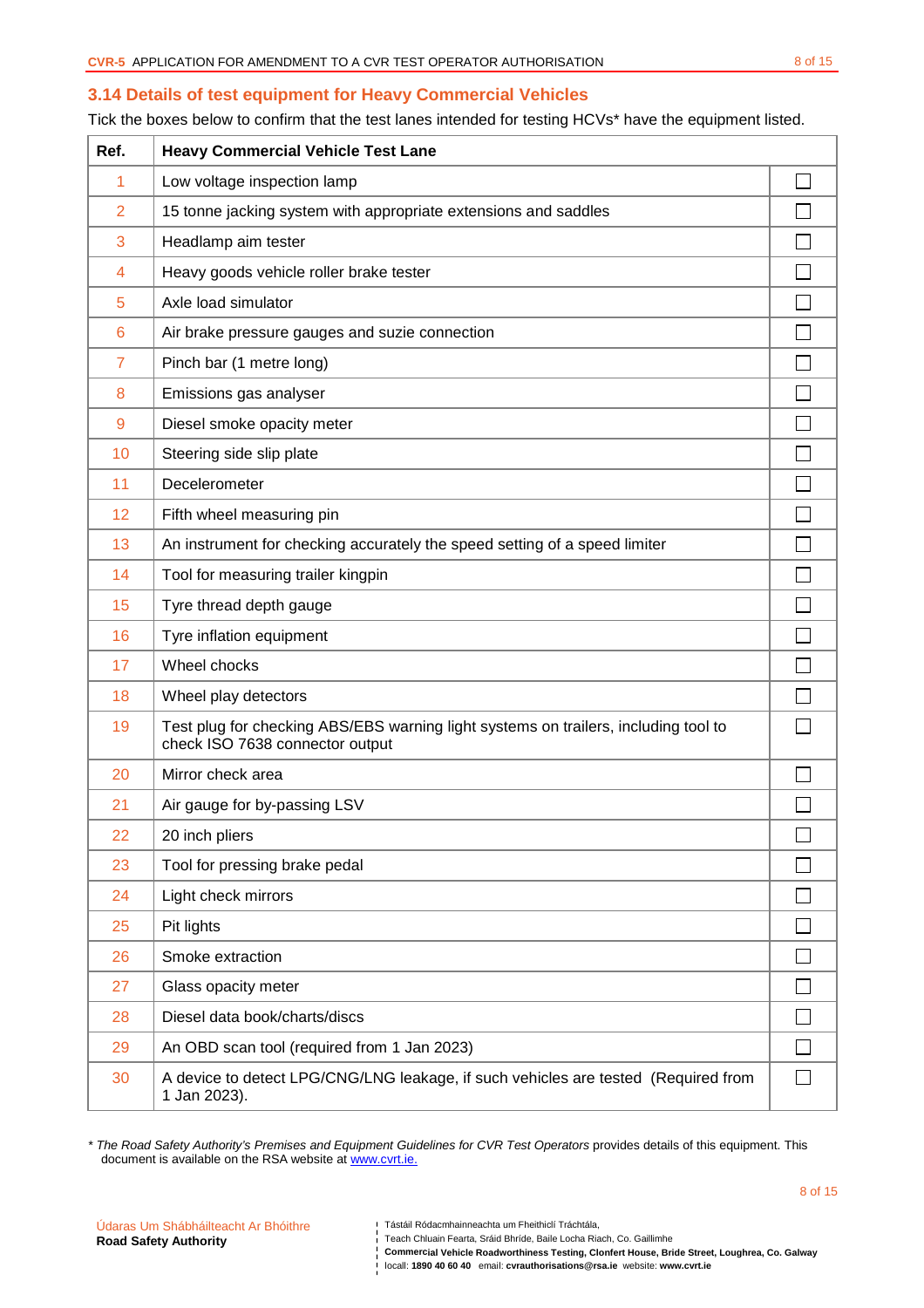## 3.14 Details of test equipment for Heavy Commercial Vehicles

Tick the boxes below to confirm that the test lanes intended for testing HCVs* have the equipment listed.

| Ref. | Heavy Commercial Vehicle Test Lane | |
|---|---|---|
| 1 | Low voltage inspection lamp | ☐ |
| 2 | 15 tonne jacking system with appropriate extensions and saddles | ☐ |
| 3 | Headlamp aim tester | ☐ |
| 4 | Heavy goods vehicle roller brake tester | ☐ |
| 5 | Axle load simulator | ☐ |
| 6 | Air brake pressure gauges and suzie connection | ☐ |
| 7 | Pinch bar (1 metre long) | ☐ |
| 8 | Emissions gas analyser | ☐ |
| 9 | Diesel smoke opacity meter | ☐ |
| 10 | Steering side slip plate | ☐ |
| 11 | Decelerometer | ☐ |
| 12 | Fifth wheel measuring pin | ☐ |
| 13 | An instrument for checking accurately the speed setting of a speed limiter | ☐ |
| 14 | Tool for measuring trailer kingpin | ☐ |
| 15 | Tyre thread depth gauge | ☐ |
| 16 | Tyre inflation equipment | ☐ |
| 17 | Wheel chocks | ☐ |
| 18 | Wheel play detectors | ☐ |
| 19 | Test plug for checking ABS/EBS warning light systems on trailers, including tool to check ISO 7638 connector output | ☐ |
| 20 | Mirror check area | ☐ |
| 21 | Air gauge for by-passing LSV | ☐ |
| 22 | 20 inch pliers | ☐ |
| 23 | Tool for pressing brake pedal | ☐ |
| 24 | Light check mirrors | ☐ |
| 25 | Pit lights | ☐ |
| 26 | Smoke extraction | ☐ |
| 27 | Glass opacity meter | ☐ |
| 28 | Diesel data book/charts/discs | ☐ |
| 29 | An OBD scan tool (required from 1 Jan 2023) | ☐ |
| 30 | A device to detect LPG/CNG/LNG leakage, if such vehicles are tested (Required from 1 Jan 2023). | ☐ |

\* *The Road Safety Authority's Premises and Equipment Guidelines for CVR Test Operators* provides details of this equipment. This document is available on the RSA website at [www.cvrt.ie.](http://www.cvrt.ie)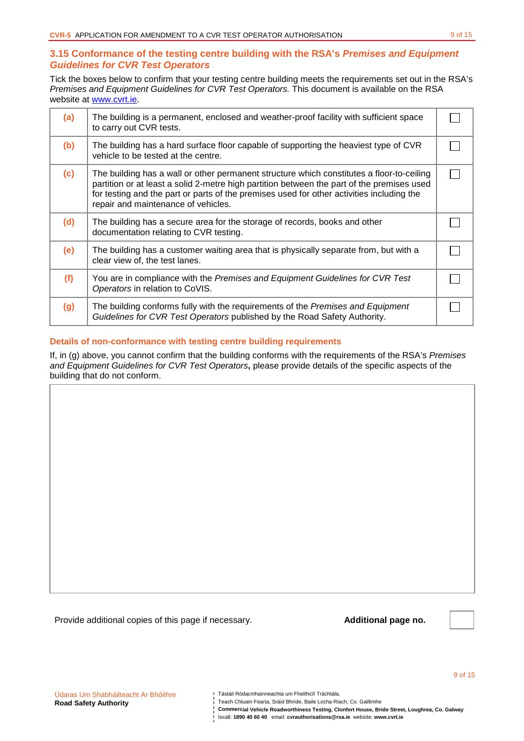## 3.15 Conformance of the testing centre building with the RSA's *Premises and Equipment Guidelines for CVR Test Operators*

Tick the boxes below to confirm that your testing centre building meets the requirements set out in the RSA's *Premises and Equipment Guidelines for CVR Test Operators.* This document is available on the RSA website at www.cvrt.ie.

| | | |
|---|---|---|
| **(a)** | The building is a permanent, enclosed and weather-proof facility with sufficient space to carry out CVR tests. | ☐ |
| **(b)** | The building has a hard surface floor capable of supporting the heaviest type of CVR vehicle to be tested at the centre. | ☐ |
| **(c)** | The building has a wall or other permanent structure which constitutes a floor-to-ceiling partition or at least a solid 2-metre high partition between the part of the premises used for testing and the part or parts of the premises used for other activities including the repair and maintenance of vehicles. | ☐ |
| **(d)** | The building has a secure area for the storage of records, books and other documentation relating to CVR testing. | ☐ |
| **(e)** | The building has a customer waiting area that is physically separate from, but with a clear view of, the test lanes. | ☐ |
| **(f)** | You are in compliance with the *Premises and Equipment Guidelines for CVR Test Operators* in relation to CoVIS. | ☐ |
| **(g)** | The building conforms fully with the requirements of the *Premises and Equipment Guidelines for CVR Test Operators* published by the Road Safety Authority. | ☐ |

### Details of non-conformance with testing centre building requirements

If, in (g) above, you cannot confirm that the building conforms with the requirements of the RSA's *Premises and Equipment Guidelines for CVR Test Operators***,** please provide details of the specific aspects of the building that do not conform.

| |
|---|
| |

Provide additional copies of this page if necessary. **Additional page no.** ☐

Údaras Um Shábháilteacht Ar Bhóithre
**Road Safety Authority**

Tástáil Ródacmhainneachta um Fheithiclí Tráchtála,
Teach Chluain Fearta, Sráid Bhríde, Baile Locha Riach, Co. Gaillimhe
**Commercial Vehicle Roadworthiness Testing, Clonfert House, Bride Street, Loughrea, Co. Galway**
locall: **1890 40 60 40** email: **cvrauthorisations@rsa.ie** website: **www.cvrt.ie**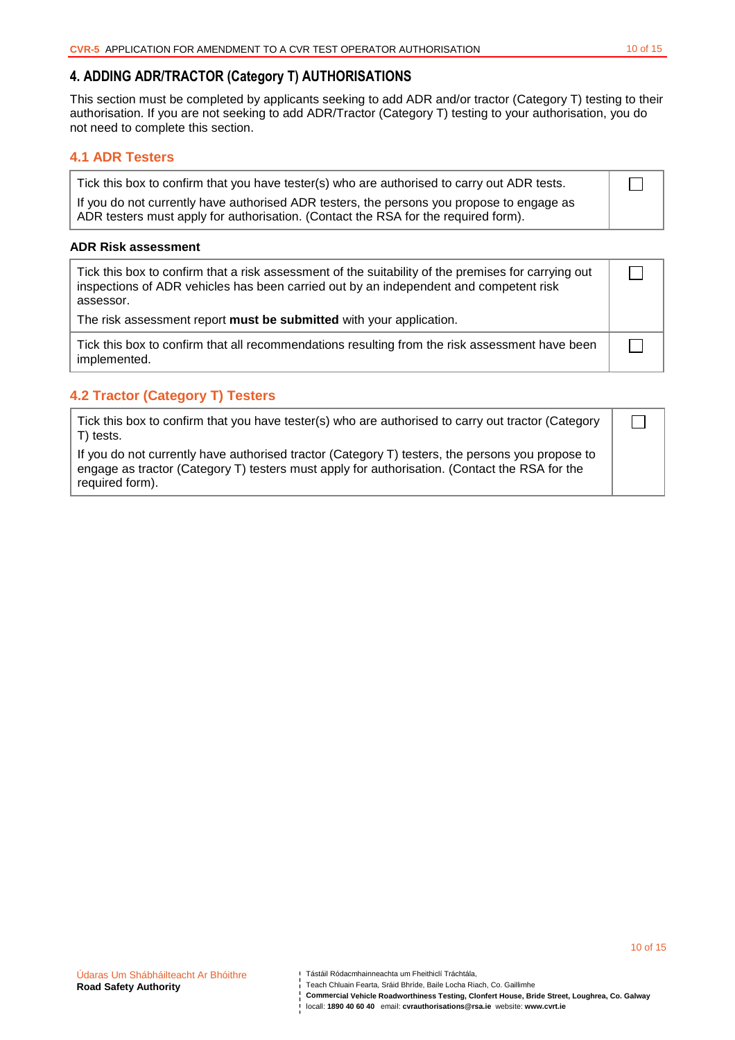## 4. ADDING ADR/TRACTOR (Category T) AUTHORISATIONS

This section must be completed by applicants seeking to add ADR and/or tractor (Category T) testing to their authorisation. If you are not seeking to add ADR/Tractor (Category T) testing to your authorisation, you do not need to complete this section.

### 4.1 ADR Testers

| | |
|---|---|
| Tick this box to confirm that you have tester(s) who are authorised to carry out ADR tests.<br>If you do not currently have authorised ADR testers, the persons you propose to engage as ADR testers must apply for authorisation. (Contact the RSA for the required form). | ☐ |

**ADR Risk assessment**

| | |
|---|---|
| Tick this box to confirm that a risk assessment of the suitability of the premises for carrying out inspections of ADR vehicles has been carried out by an independent and competent risk assessor.<br>The risk assessment report **must be submitted** with your application. | ☐ |
| Tick this box to confirm that all recommendations resulting from the risk assessment have been implemented. | ☐ |

### 4.2 Tractor (Category T) Testers

| | |
|---|---|
| Tick this box to confirm that you have tester(s) who are authorised to carry out tractor (Category T) tests.<br>If you do not currently have authorised tractor (Category T) testers, the persons you propose to engage as tractor (Category T) testers must apply for authorisation. (Contact the RSA for the required form). | ☐ |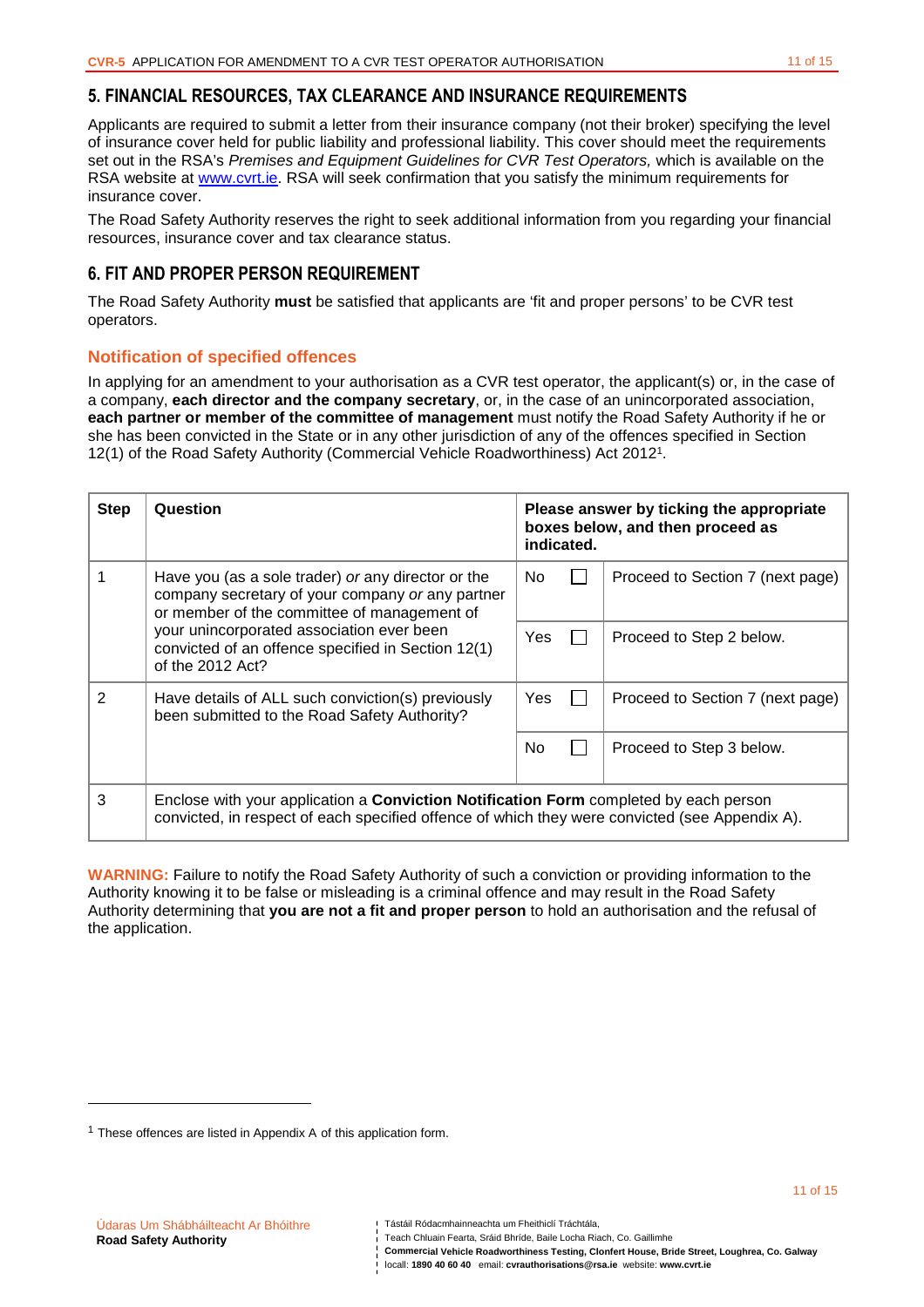## 5. FINANCIAL RESOURCES, TAX CLEARANCE AND INSURANCE REQUIREMENTS

Applicants are required to submit a letter from their insurance company (not their broker) specifying the level of insurance cover held for public liability and professional liability. This cover should meet the requirements set out in the RSA's *Premises and Equipment Guidelines for CVR Test Operators,* which is available on the RSA website at www.cvrt.ie. RSA will seek confirmation that you satisfy the minimum requirements for insurance cover.

The Road Safety Authority reserves the right to seek additional information from you regarding your financial resources, insurance cover and tax clearance status.

## 6. FIT AND PROPER PERSON REQUIREMENT

The Road Safety Authority **must** be satisfied that applicants are 'fit and proper persons' to be CVR test operators.

### Notification of specified offences

In applying for an amendment to your authorisation as a CVR test operator, the applicant(s) or, in the case of a company, **each director and the company secretary**, or, in the case of an unincorporated association, **each partner or member of the committee of management** must notify the Road Safety Authority if he or she has been convicted in the State or in any other jurisdiction of any of the offences specified in Section 12(1) of the Road Safety Authority (Commercial Vehicle Roadworthiness) Act 2012[1].

| Step | Question | Please answer by ticking the appropriate boxes below, and then proceed as indicated. | | |
|---|---|---|---|---|
| 1 | Have you (as a sole trader) *or* any director or the company secretary of your company *or* any partner or member of the committee of management of your unincorporated association ever been convicted of an offence specified in Section 12(1) of the 2012 Act? | No | ☐ | Proceed to Section 7 (next page) |
| | | Yes | ☐ | Proceed to Step 2 below. |
| 2 | Have details of ALL such conviction(s) previously been submitted to the Road Safety Authority? | Yes | ☐ | Proceed to Section 7 (next page) |
| | | No | ☐ | Proceed to Step 3 below. |
| 3 | Enclose with your application a **Conviction Notification Form** completed by each person convicted, in respect of each specified offence of which they were convicted (see Appendix A). | | | |

**WARNING:** Failure to notify the Road Safety Authority of such a conviction or providing information to the Authority knowing it to be false or misleading is a criminal offence and may result in the Road Safety Authority determining that **you are not a fit and proper person** to hold an authorisation and the refusal of the application.

[1] These offences are listed in Appendix A of this application form.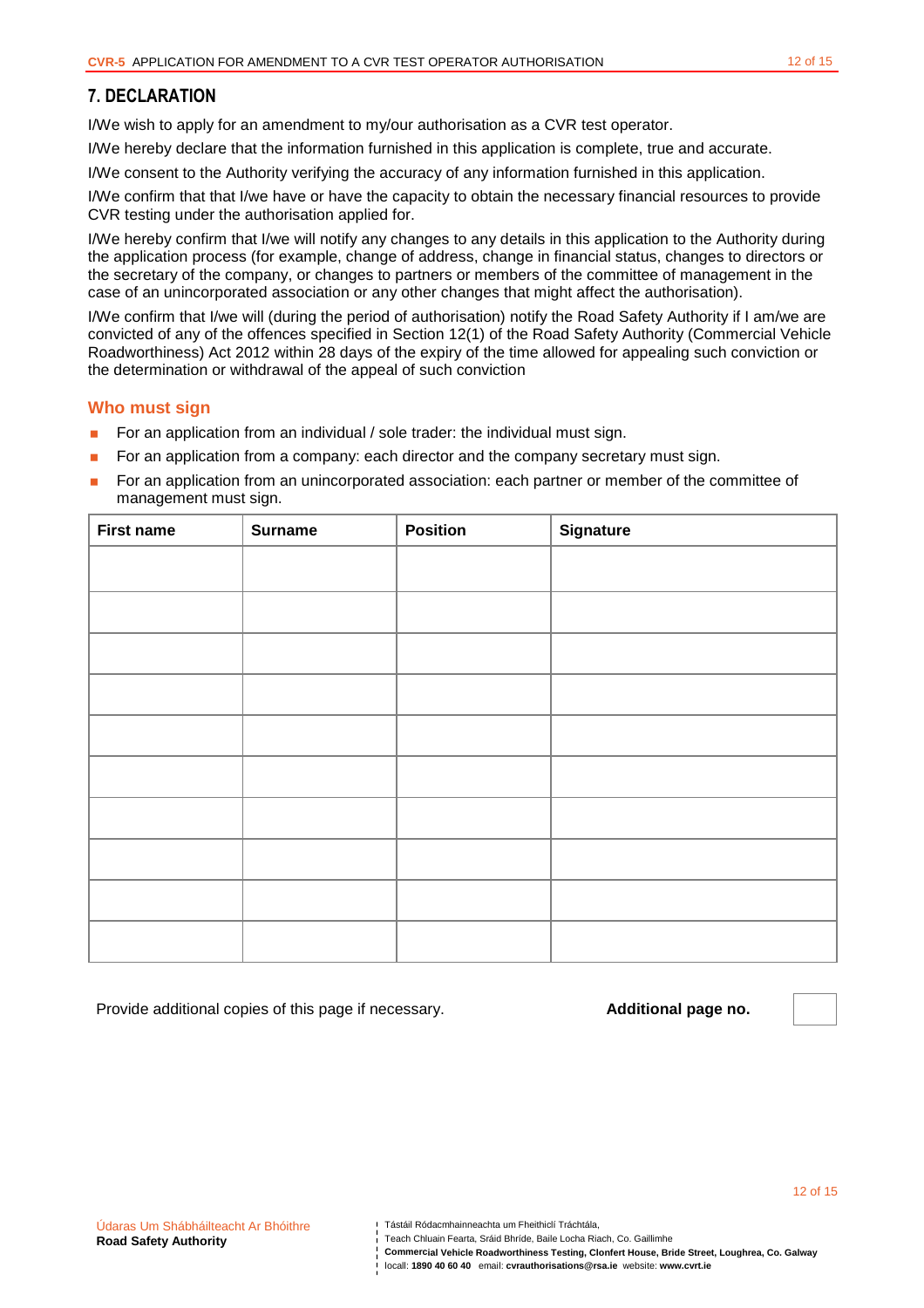## 7. DECLARATION

I/We wish to apply for an amendment to my/our authorisation as a CVR test operator.

I/We hereby declare that the information furnished in this application is complete, true and accurate.

I/We consent to the Authority verifying the accuracy of any information furnished in this application.

I/We confirm that that I/we have or have the capacity to obtain the necessary financial resources to provide CVR testing under the authorisation applied for.

I/We hereby confirm that I/we will notify any changes to any details in this application to the Authority during the application process (for example, change of address, change in financial status, changes to directors or the secretary of the company, or changes to partners or members of the committee of management in the case of an unincorporated association or any other changes that might affect the authorisation).

I/We confirm that I/we will (during the period of authorisation) notify the Road Safety Authority if I am/we are convicted of any of the offences specified in Section 12(1) of the Road Safety Authority (Commercial Vehicle Roadworthiness) Act 2012 within 28 days of the expiry of the time allowed for appealing such conviction or the determination or withdrawal of the appeal of such conviction

### Who must sign

- For an application from an individual / sole trader: the individual must sign.
- For an application from a company: each director and the company secretary must sign.
- For an application from an unincorporated association: each partner or member of the committee of management must sign.

| First name | Surname | Position | Signature |
|---|---|---|---|
| | | | |
| | | | |
| | | | |
| | | | |
| | | | |
| | | | |
| | | | |
| | | | |
| | | | |
| | | | |

Provide additional copies of this page if necessary. **Additional page no.**

Údaras Um Shábháilteacht Ar Bhóithre
**Road Safety Authority**

Tástáil Ródacmhainneachta um Fheithiclí Tráchtála,
Teach Chluain Fearta, Sráid Bhríde, Baile Locha Riach, Co. Gaillimhe
**Commercial Vehicle Roadworthiness Testing, Clonfert House, Bride Street, Loughrea, Co. Galway**
locall: **1890 40 60 40** email: **cvrauthorisations@rsa.ie** website: **www.cvrt.ie**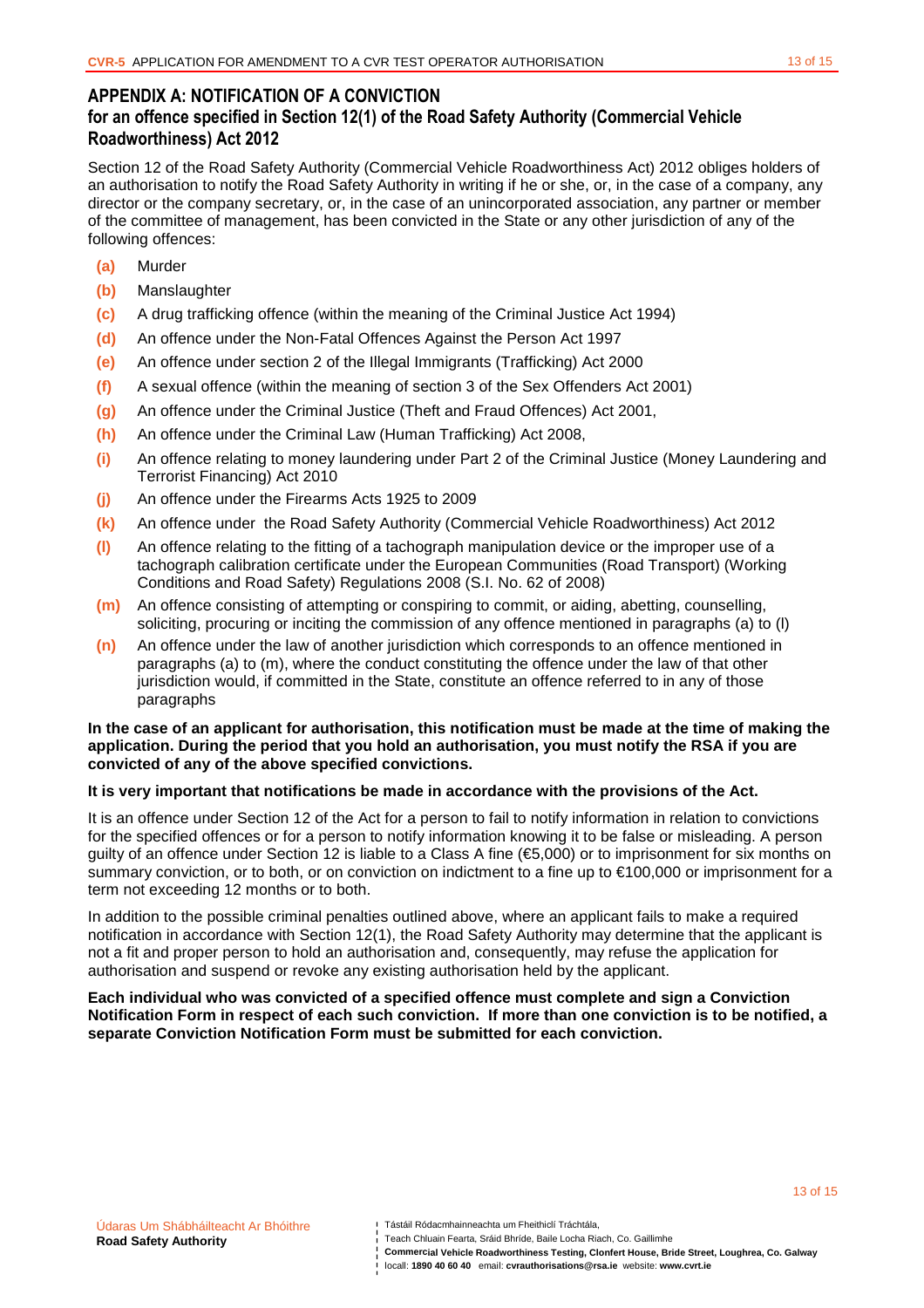## APPENDIX A: NOTIFICATION OF A CONVICTION

### for an offence specified in Section 12(1) of the Road Safety Authority (Commercial Vehicle Roadworthiness) Act 2012

Section 12 of the Road Safety Authority (Commercial Vehicle Roadworthiness Act) 2012 obliges holders of an authorisation to notify the Road Safety Authority in writing if he or she, or, in the case of a company, any director or the company secretary, or, in the case of an unincorporated association, any partner or member of the committee of management, has been convicted in the State or any other jurisdiction of any of the following offences:

- **(a)** Murder
- **(b)** Manslaughter
- **(c)** A drug trafficking offence (within the meaning of the Criminal Justice Act 1994)
- **(d)** An offence under the Non-Fatal Offences Against the Person Act 1997
- **(e)** An offence under section 2 of the Illegal Immigrants (Trafficking) Act 2000
- **(f)** A sexual offence (within the meaning of section 3 of the Sex Offenders Act 2001)
- **(g)** An offence under the Criminal Justice (Theft and Fraud Offences) Act 2001,
- **(h)** An offence under the Criminal Law (Human Trafficking) Act 2008,
- **(i)** An offence relating to money laundering under Part 2 of the Criminal Justice (Money Laundering and Terrorist Financing) Act 2010
- **(j)** An offence under the Firearms Acts 1925 to 2009
- **(k)** An offence under the Road Safety Authority (Commercial Vehicle Roadworthiness) Act 2012
- **(l)** An offence relating to the fitting of a tachograph manipulation device or the improper use of a tachograph calibration certificate under the European Communities (Road Transport) (Working Conditions and Road Safety) Regulations 2008 (S.I. No. 62 of 2008)
- **(m)** An offence consisting of attempting or conspiring to commit, or aiding, abetting, counselling, soliciting, procuring or inciting the commission of any offence mentioned in paragraphs (a) to (l)
- **(n)** An offence under the law of another jurisdiction which corresponds to an offence mentioned in paragraphs (a) to (m), where the conduct constituting the offence under the law of that other jurisdiction would, if committed in the State, constitute an offence referred to in any of those paragraphs

**In the case of an applicant for authorisation, this notification must be made at the time of making the application. During the period that you hold an authorisation, you must notify the RSA if you are convicted of any of the above specified convictions.**

**It is very important that notifications be made in accordance with the provisions of the Act.**

It is an offence under Section 12 of the Act for a person to fail to notify information in relation to convictions for the specified offences or for a person to notify information knowing it to be false or misleading. A person guilty of an offence under Section 12 is liable to a Class A fine (€5,000) or to imprisonment for six months on summary conviction, or to both, or on conviction on indictment to a fine up to €100,000 or imprisonment for a term not exceeding 12 months or to both.

In addition to the possible criminal penalties outlined above, where an applicant fails to make a required notification in accordance with Section 12(1), the Road Safety Authority may determine that the applicant is not a fit and proper person to hold an authorisation and, consequently, may refuse the application for authorisation and suspend or revoke any existing authorisation held by the applicant.

**Each individual who was convicted of a specified offence must complete and sign a Conviction Notification Form in respect of each such conviction. If more than one conviction is to be notified, a separate Conviction Notification Form must be submitted for each conviction.**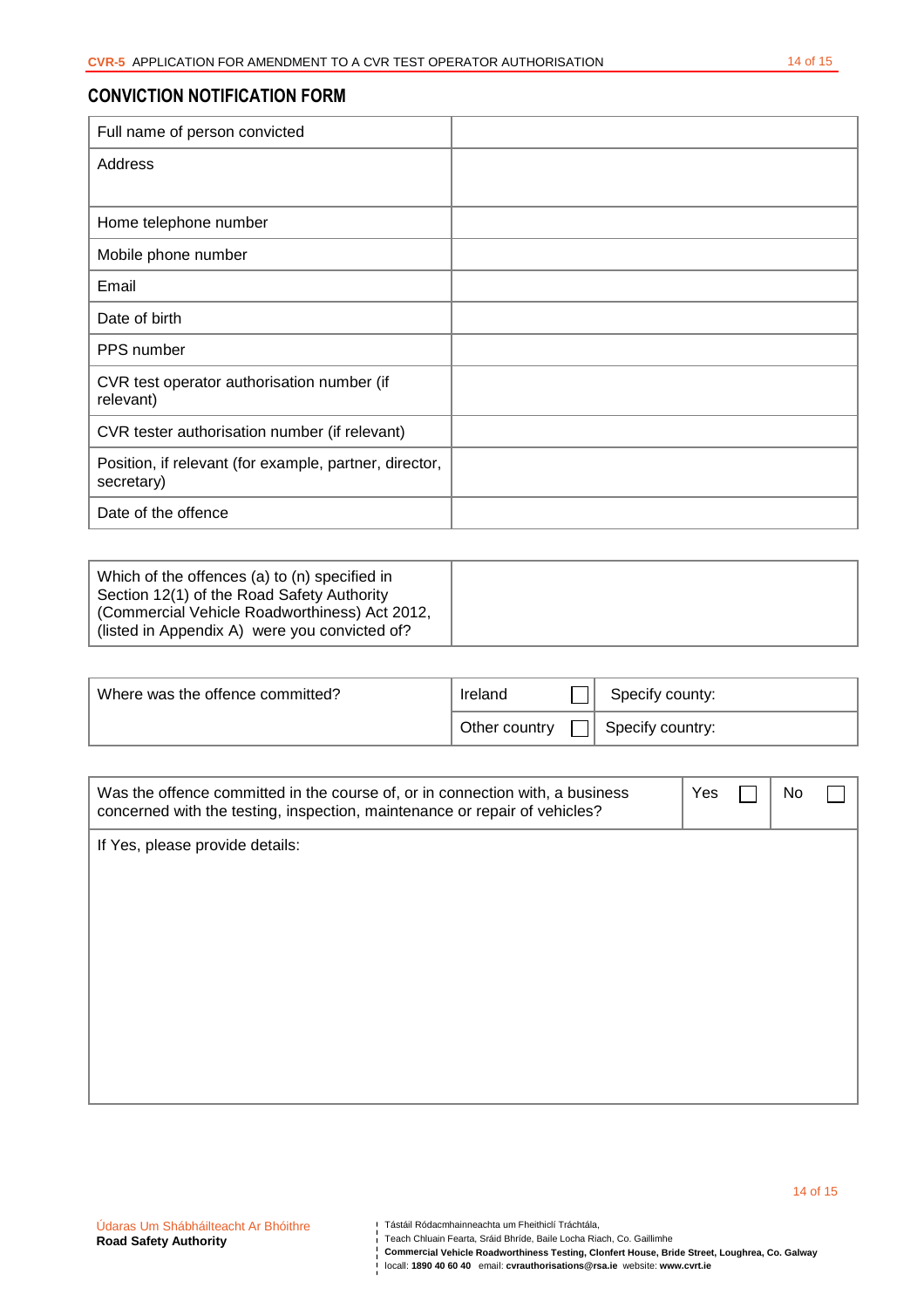## CONVICTION NOTIFICATION FORM

| | |
|---|---|
| Full name of person convicted | |
| Address | |
| Home telephone number | |
| Mobile phone number | |
| Email | |
| Date of birth | |
| PPS number | |
| CVR test operator authorisation number (if relevant) | |
| CVR tester authorisation number (if relevant) | |
| Position, if relevant (for example, partner, director, secretary) | |
| Date of the offence | |

| | |
|---|---|
| Which of the offences (a) to (n) specified in Section 12(1) of the Road Safety Authority (Commercial Vehicle Roadworthiness) Act 2012, (listed in Appendix A) were you convicted of? | |

| | | |
|---|---|---|
| Where was the offence committed? | Ireland ☐ | Specify county: |
| | Other country ☐ | Specify country: |

| | | |
|---|---|---|
| Was the offence committed in the course of, or in connection with, a business concerned with the testing, inspection, maintenance or repair of vehicles? | Yes ☐ | No ☐ |
| If Yes, please provide details: | | |

Údaras Um Shábháilteacht Ar Bhóithre
**Road Safety Authority**

Tástáil Ródacmhainneachta um Fheithiclí Tráchtála,
Teach Chluain Fearta, Sráid Bhríde, Baile Locha Riach, Co. Gaillimhe
**Commercial Vehicle Roadworthiness Testing, Clonfert House, Bride Street, Loughrea, Co. Galway**
locall: **1890 40 60 40** email: **cvrauthorisations@rsa.ie** website: **www.cvrt.ie**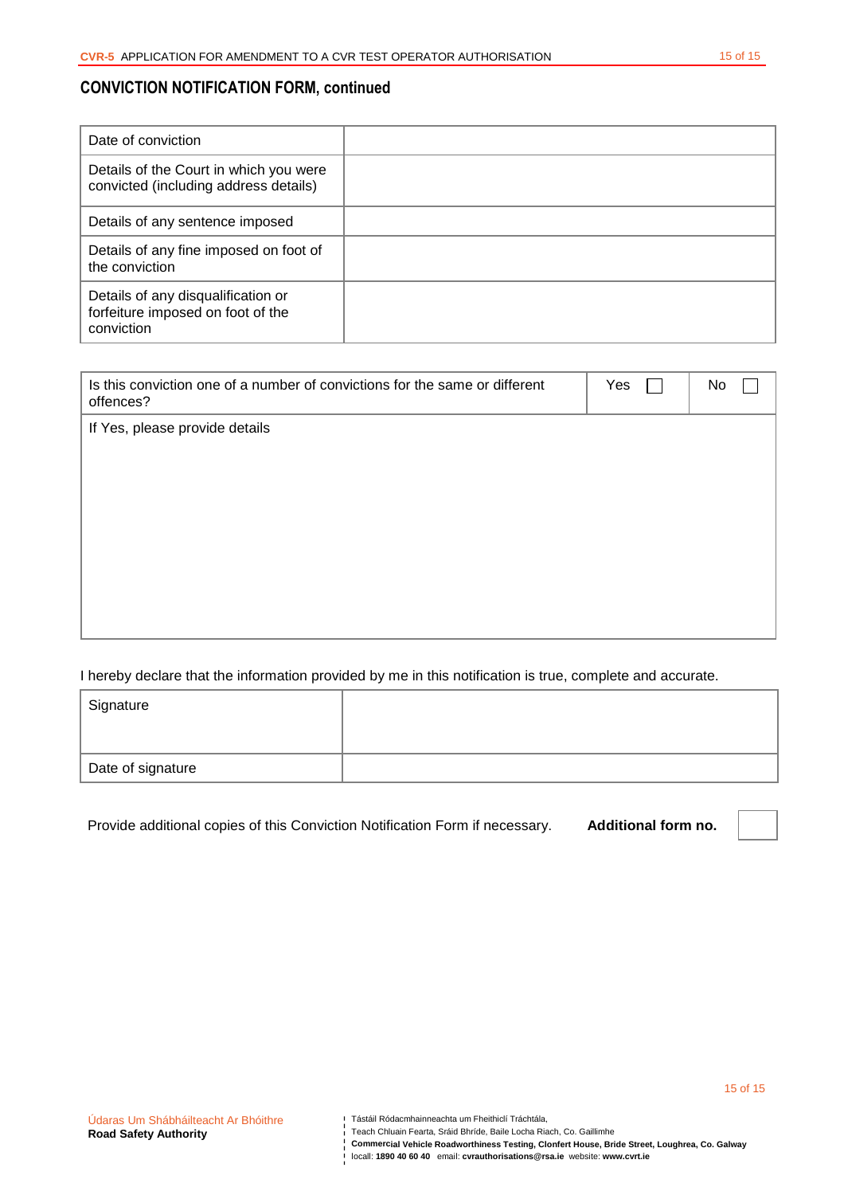## CONVICTION NOTIFICATION FORM, continued

| | |
|---|---|
| Date of conviction | |
| Details of the Court in which you were convicted (including address details) | |
| Details of any sentence imposed | |
| Details of any fine imposed on foot of the conviction | |
| Details of any disqualification or forfeiture imposed on foot of the conviction | |

| | | |
|---|---|---|
| Is this conviction one of a number of convictions for the same or different offences? | Yes ☐ | No ☐ |
| If Yes, please provide details | | |

I hereby declare that the information provided by me in this notification is true, complete and accurate.

| | |
|---|---|
| Signature | |
| Date of signature | |

Provide additional copies of this Conviction Notification Form if necessary. **Additional form no.** ☐

Údaras Um Shábháilteacht Ar Bhóithre
**Road Safety Authority**

Tástáil Ródacmhainneachta um Fheithiclí Tráchtála,
Teach Chluain Fearta, Sráid Bhríde, Baile Locha Riach, Co. Gaillimhe
**Commercial Vehicle Roadworthiness Testing, Clonfert House, Bride Street, Loughrea, Co. Galway**
locall: **1890 40 60 40** email: **cvrauthorisations@rsa.ie** website: **www.cvrt.ie**